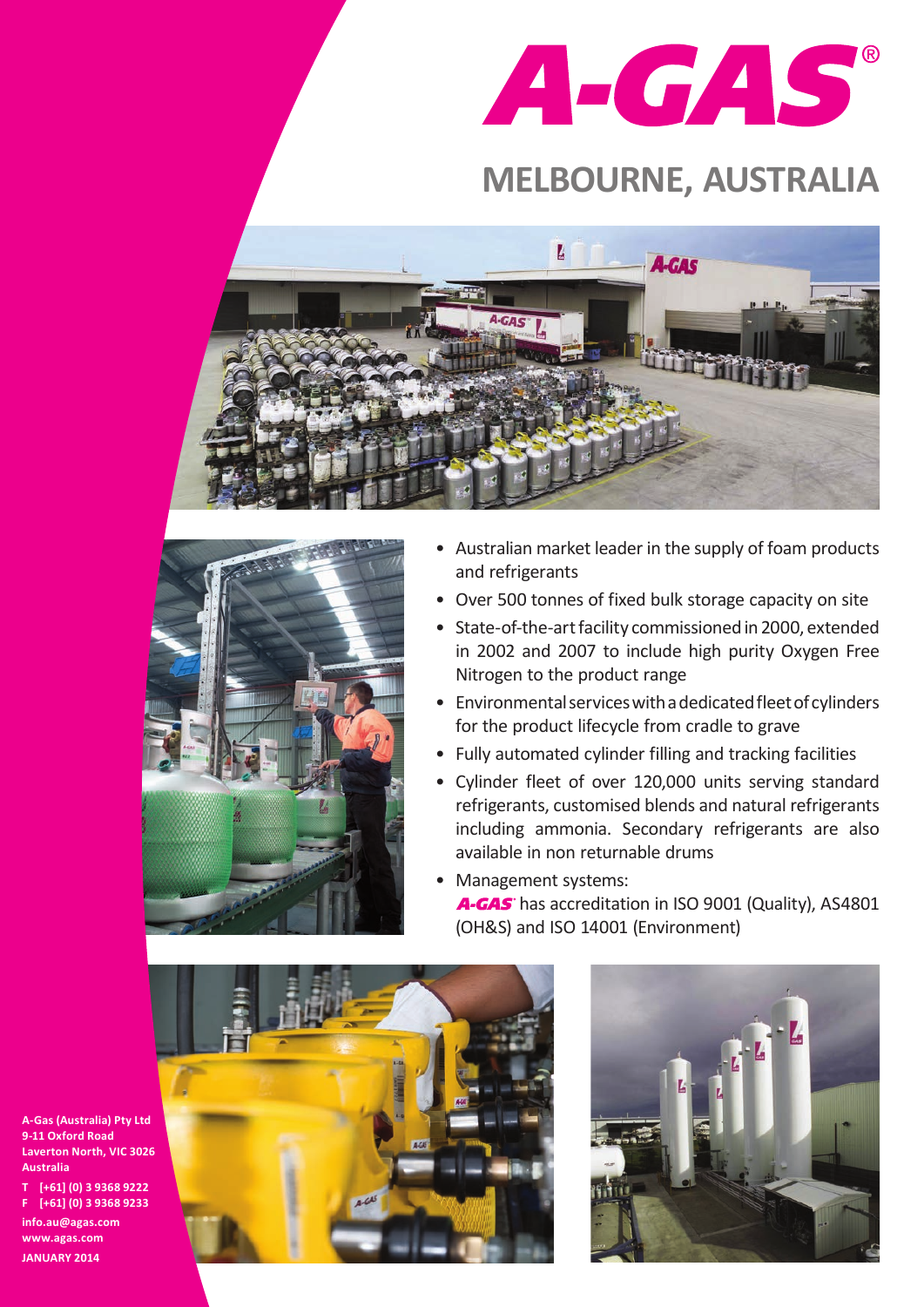# A-GAS®

## MELBOURNE, AUSTRALIA

- Australian market leader in the supply of foam products and refrigerants
- Over 500 tonnes of fixed bulk storage capacity on site
- State-of-the-art facility commissioned in 2000, extended in 2002 and 2007 to include high purity Oxygen Free Nitrogen to the product range
- Environmental services with a dedicated fleet of cylinders for the product lifecycle from cradle to grave
- Fully automated cylinder filling and tracking facilities
- Cylinder fleet of over 120,000 units serving standard refrigerants, customised blends and natural refrigerants including ammonia. Secondary refrigerants are also available in non returnable drums
- Management systems:
  A-GAS has accreditation in ISO 9001 (Quality), AS4801 (OH&S) and ISO 14001 (Environment)

**A-Gas (Australia) Pty Ltd**
**9-11 Oxford Road**
**Laverton North, VIC 3026**
**Australia**

**T [+61] (0) 3 9368 9222**
**F [+61] (0) 3 9368 9233**

**info.au@agas.com**
**www.agas.com**

**JANUARY 2014**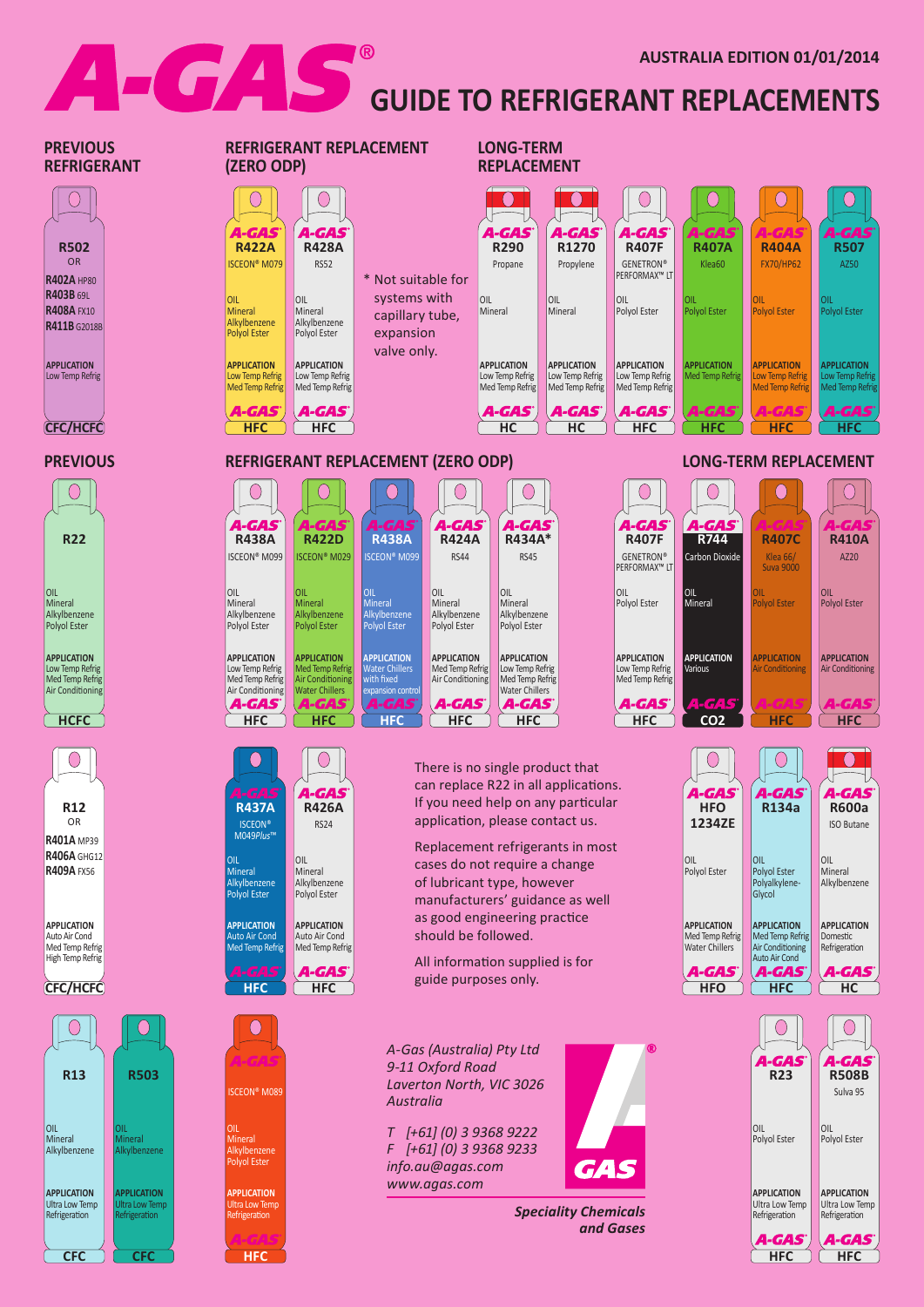# A-GAS®

**AUSTRALIA EDITION 01/01/2014**

# GUIDE TO REFRIGERANT REPLACEMENTS

## PREVIOUS REFRIGERANT

**R502** OR **R402A** HP80, **R403B** 69L, **R408A** FX10, **R411B** G2018B
APPLICATION: Low Temp Refrig
CFC/HCFC

## REFRIGERANT REPLACEMENT (ZERO ODP)

| | R422A | R428A |
|---|---|---|
| Name | ISCEON® M079 | RS52 |
| Oil | Mineral, Alkylbenzene, Polyol Ester | Mineral, Alkylbenzene, Polyol Ester |
| Application | Low Temp Refrig, Med Temp Refrig | Low Temp Refrig, Med Temp Refrig |
| Type | HFC | HFC |

\* Not suitable for systems with capillary tube, expansion valve only.

## LONG-TERM REPLACEMENT

| | R290 | R1270 | R407F | R407A | R404A | R507 |
|---|---|---|---|---|---|---|
| Name | Propane | Propylene | GENETRON® PERFORMAX™ LT | Klea60 | FX70/HP62 | AZ50 |
| Oil | Mineral | Mineral | Polyol Ester | Polyol Ester | Polyol Ester | Polyol Ester |
| Application | Low Temp Refrig, Med Temp Refrig | Low Temp Refrig, Med Temp Refrig | Low Temp Refrig, Med Temp Refrig | Med Temp Refrig | Low Temp Refrig, Med Temp Refrig | Low Temp Refrig, Med Temp Refrig |
| Type | HC | HC | HFC | HFC | HFC | HFC |

## PREVIOUS

**R22**
OIL: Mineral, Alkylbenzene, Polyol Ester
APPLICATION: Low Temp Refrig, Med Temp Refrig, Air Conditioning
HCFC

## REFRIGERANT REPLACEMENT (ZERO ODP)

| | R438A | R422D | R438A | R424A | R434A* |
|---|---|---|---|---|---|
| Name | ISCEON® M099 | ISCEON® M029 | ISCEON® M099 | RS44 | RS45 |
| Oil | Mineral, Alkylbenzene, Polyol Ester | Mineral, Alkylbenzene, Polyol Ester | Mineral, Alkylbenzene, Polyol Ester | Mineral, Alkylbenzene, Polyol Ester | Mineral, Alkylbenzene, Polyol Ester |
| Application | Low Temp Refrig, Med Temp Refrig, Air Conditioning | Med Temp Refrig, Air Conditioning, Water Chillers | Water Chillers with fixed expansion control | Med Temp Refrig, Air Conditioning | Low Temp Refrig, Med Temp Refrig, Water Chillers |
| Type | HFC | HFC | HFC | HFC | HFC |

## LONG-TERM REPLACEMENT

| | R407F | R744 | R407C | R410A |
|---|---|---|---|---|
| Name | GENETRON® PERFORMAX™ LT | Carbon Dioxide | Klea 66/ Suva 9000 | AZ20 |
| Oil | Polyol Ester | Mineral | Polyol Ester | Polyol Ester |
| Application | Low Temp Refrig, Med Temp Refrig | Various | Air Conditioning | Air Conditioning |
| Type | HFC | CO2 | HFC | HFC |

There is no single product that can replace R22 in all applications. If you need help on any particular application, please contact us.

Replacement refrigerants in most cases do not require a change of lubricant type, however manufacturers' guidance as well as good engineering practice should be followed.

All information supplied is for guide purposes only.

## PREVIOUS

**R12** OR **R401A** MP39, **R406A** GHG12, **R409A** FX56
APPLICATION: Auto Air Cond, Med Temp Refrig, High Temp Refrig
CFC/HCFC

## REFRIGERANT REPLACEMENT (ZERO ODP)

| | R437A | R426A |
|---|---|---|
| Name | ISCEON® M049*Plus*™ | RS24 |
| Oil | Mineral, Alkylbenzene, Polyol Ester | Mineral, Alkylbenzene, Polyol Ester |
| Application | Auto Air Cond, Med Temp Refrig | Auto Air Cond, Med Temp Refrig |
| Type | HFC | HFC |

## LONG-TERM REPLACEMENT

| | HFO 1234ZE | R134a | R600a |
|---|---|---|---|
| Name | | | ISO Butane |
| Oil | Polyol Ester | Polyol Ester, Polyalkylene-Glycol | Mineral, Alkylbenzene |
| Application | Med Temp Refrig, Water Chillers | Med Temp Refrig, Air Conditioning, Auto Air Cond | Domestic Refrigeration |
| Type | HFO | HFC | HC |

## PREVIOUS

| | R13 | R503 |
|---|---|---|
| Oil | Mineral, Alkylbenzene | Mineral, Alkylbenzene |
| Application | Ultra Low Temp Refrigeration | Ultra Low Temp Refrigeration |
| Type | CFC | CFC |

## REFRIGERANT REPLACEMENT (ZERO ODP)

ISCEON® M089
OIL: Mineral, Alkylbenzene, Polyol Ester
APPLICATION: Ultra Low Temp Refrigeration
HFC

## LONG-TERM REPLACEMENT

| | R23 | R508B |
|---|---|---|
| Name | | Sulva 95 |
| Oil | Polyol Ester | Polyol Ester |
| Application | Ultra Low Temp Refrigeration | Ultra Low Temp Refrigeration |
| Type | HFC | HFC |

*A-Gas (Australia) Pty Ltd*
*9-11 Oxford Road*
*Laverton North, VIC 3026*
*Australia*

*T [+61] (0) 3 9368 9222*
*F [+61] (0) 3 9368 9233*
*info.au@agas.com*
*www.agas.com*

***Speciality Chemicals and Gases***